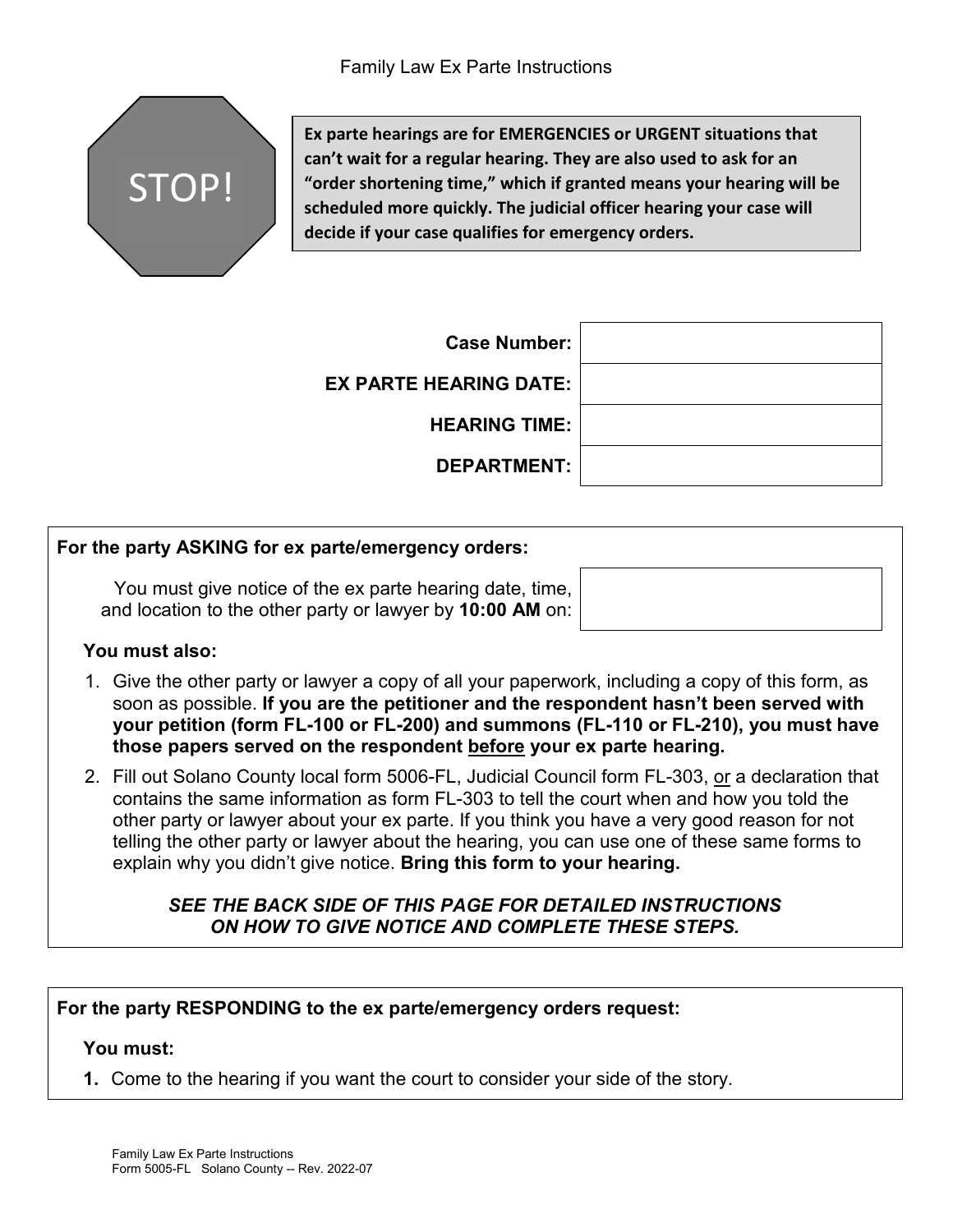# Family Law Ex Parte Instructions

**STOP!**

**Ex parte hearings are for EMERGENCIES or URGENT situations that can't wait for a regular hearing. They are also used to ask for an "order shortening time," which if granted means your hearing will be scheduled more quickly. The judicial officer hearing your case will decide if your case qualifies for emergency orders.**

| | |
|---|---|
| **Case Number:** | |
| **EX PARTE HEARING DATE:** | |
| **HEARING TIME:** | |
| **DEPARTMENT:** | |

**For the party ASKING for ex parte/emergency orders:**

You must give notice of the ex parte hearing date, time, and location to the other party or lawyer by **10:00 AM** on: ______________

**You must also:**

1. Give the other party or lawyer a copy of all your paperwork, including a copy of this form, as soon as possible. **If you are the petitioner and the respondent hasn't been served with your petition (form FL-100 or FL-200) and summons (FL-110 or FL-210), you must have those papers served on the respondent before your ex parte hearing.**
2. Fill out Solano County local form 5006-FL, Judicial Council form FL-303, or a declaration that contains the same information as form FL-303 to tell the court when and how you told the other party or lawyer about your ex parte. If you think you have a very good reason for not telling the other party or lawyer about the hearing, you can use one of these same forms to explain why you didn't give notice. **Bring this form to your hearing.**

***SEE THE BACK SIDE OF THIS PAGE FOR DETAILED INSTRUCTIONS ON HOW TO GIVE NOTICE AND COMPLETE THESE STEPS.***

**For the party RESPONDING to the ex parte/emergency orders request:**

**You must:**

**1.** Come to the hearing if you want the court to consider your side of the story.

Family Law Ex Parte Instructions
Form 5005-FL Solano County -- Rev. 2022-07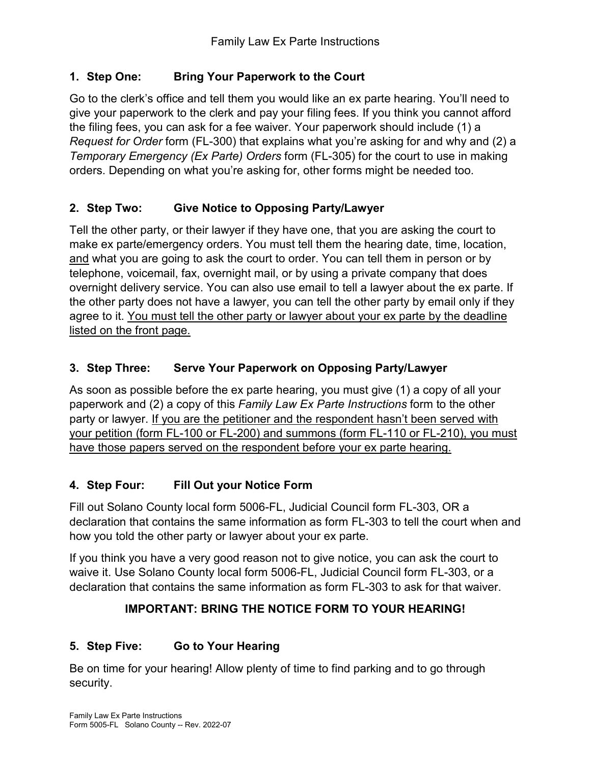# Family Law Ex Parte Instructions

## 1. Step One: Bring Your Paperwork to the Court

Go to the clerk's office and tell them you would like an ex parte hearing. You'll need to give your paperwork to the clerk and pay your filing fees. If you think you cannot afford the filing fees, you can ask for a fee waiver. Your paperwork should include (1) a *Request for Order* form (FL-300) that explains what you're asking for and why and (2) a *Temporary Emergency (Ex Parte) Orders* form (FL-305) for the court to use in making orders. Depending on what you're asking for, other forms might be needed too.

## 2. Step Two: Give Notice to Opposing Party/Lawyer

Tell the other party, or their lawyer if they have one, that you are asking the court to make ex parte/emergency orders. You must tell them the hearing date, time, location, <u>and</u> what you are going to ask the court to order. You can tell them in person or by telephone, voicemail, fax, overnight mail, or by using a private company that does overnight delivery service. You can also use email to tell a lawyer about the ex parte. If the other party does not have a lawyer, you can tell the other party by email only if they agree to it. <u>You must tell the other party or lawyer about your ex parte by the deadline listed on the front page.</u>

## 3. Step Three: Serve Your Paperwork on Opposing Party/Lawyer

As soon as possible before the ex parte hearing, you must give (1) a copy of all your paperwork and (2) a copy of this *Family Law Ex Parte Instructions* form to the other party or lawyer. <u>If you are the petitioner and the respondent hasn't been served with your petition (form FL-100 or FL-200) and summons (form FL-110 or FL-210), you must have those papers served on the respondent before your ex parte hearing.</u>

## 4. Step Four: Fill Out your Notice Form

Fill out Solano County local form 5006-FL, Judicial Council form FL-303, OR a declaration that contains the same information as form FL-303 to tell the court when and how you told the other party or lawyer about your ex parte.

If you think you have a very good reason not to give notice, you can ask the court to waive it. Use Solano County local form 5006-FL, Judicial Council form FL-303, or a declaration that contains the same information as form FL-303 to ask for that waiver.

**IMPORTANT: BRING THE NOTICE FORM TO YOUR HEARING!**

## 5. Step Five: Go to Your Hearing

Be on time for your hearing! Allow plenty of time to find parking and to go through security.